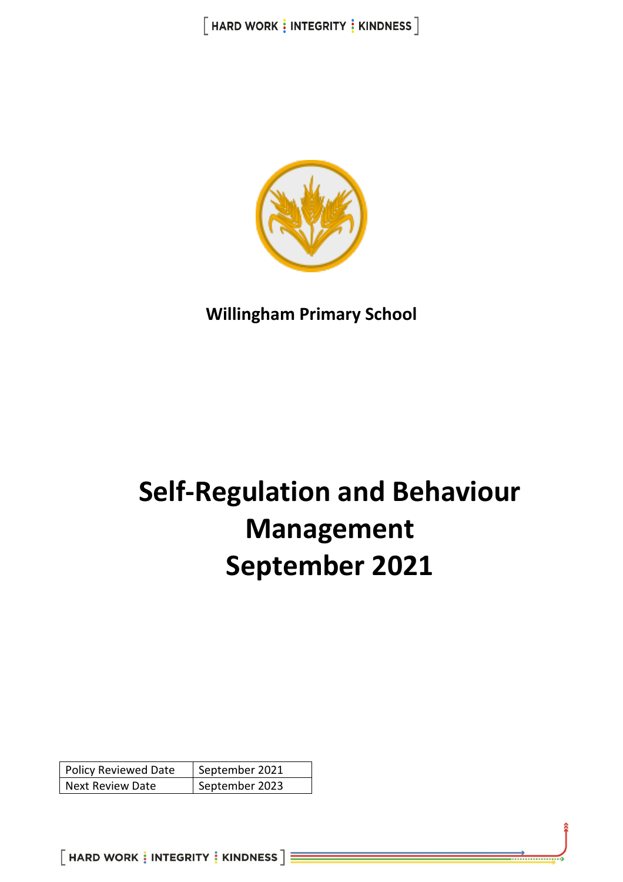**Willingham Primary School**

# Self-Regulation and Behaviour Management September 2021

| Policy Reviewed Date | September 2021 |
|---|---|
| Next Review Date | September 2023 |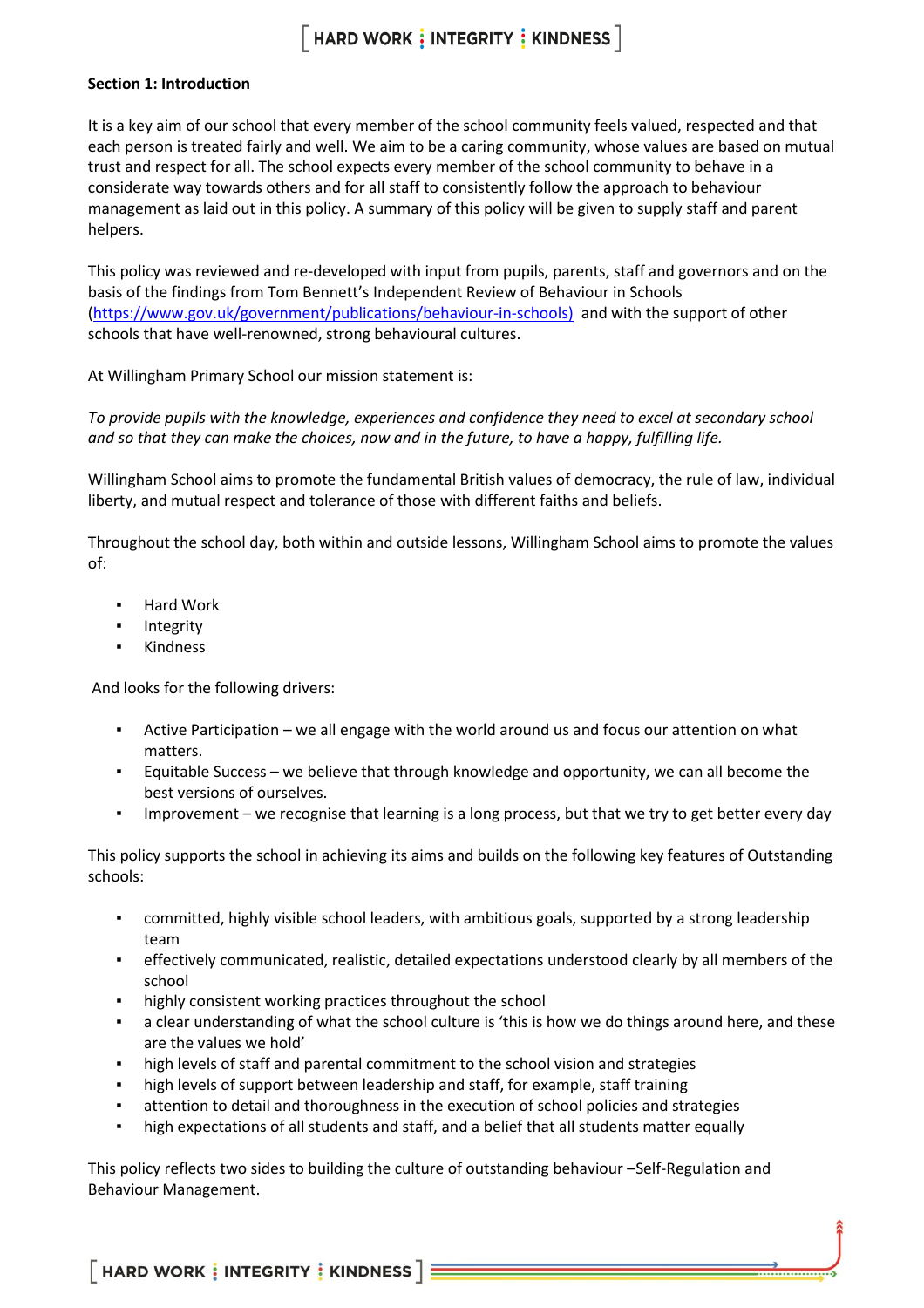**Section 1: Introduction**

It is a key aim of our school that every member of the school community feels valued, respected and that each person is treated fairly and well. We aim to be a caring community, whose values are based on mutual trust and respect for all. The school expects every member of the school community to behave in a considerate way towards others and for all staff to consistently follow the approach to behaviour management as laid out in this policy. A summary of this policy will be given to supply staff and parent helpers.

This policy was reviewed and re-developed with input from pupils, parents, staff and governors and on the basis of the findings from Tom Bennett's Independent Review of Behaviour in Schools (https://www.gov.uk/government/publications/behaviour-in-schools) and with the support of other schools that have well-renowned, strong behavioural cultures.

At Willingham Primary School our mission statement is:

*To provide pupils with the knowledge, experiences and confidence they need to excel at secondary school and so that they can make the choices, now and in the future, to have a happy, fulfilling life.*

Willingham School aims to promote the fundamental British values of democracy, the rule of law, individual liberty, and mutual respect and tolerance of those with different faiths and beliefs.

Throughout the school day, both within and outside lessons, Willingham School aims to promote the values of:

- Hard Work
- Integrity
- Kindness

And looks for the following drivers:

- Active Participation – we all engage with the world around us and focus our attention on what matters.
- Equitable Success – we believe that through knowledge and opportunity, we can all become the best versions of ourselves.
- Improvement – we recognise that learning is a long process, but that we try to get better every day

This policy supports the school in achieving its aims and builds on the following key features of Outstanding schools:

- committed, highly visible school leaders, with ambitious goals, supported by a strong leadership team
- effectively communicated, realistic, detailed expectations understood clearly by all members of the school
- highly consistent working practices throughout the school
- a clear understanding of what the school culture is 'this is how we do things around here, and these are the values we hold'
- high levels of staff and parental commitment to the school vision and strategies
- high levels of support between leadership and staff, for example, staff training
- attention to detail and thoroughness in the execution of school policies and strategies
- high expectations of all students and staff, and a belief that all students matter equally

This policy reflects two sides to building the culture of outstanding behaviour –Self-Regulation and Behaviour Management.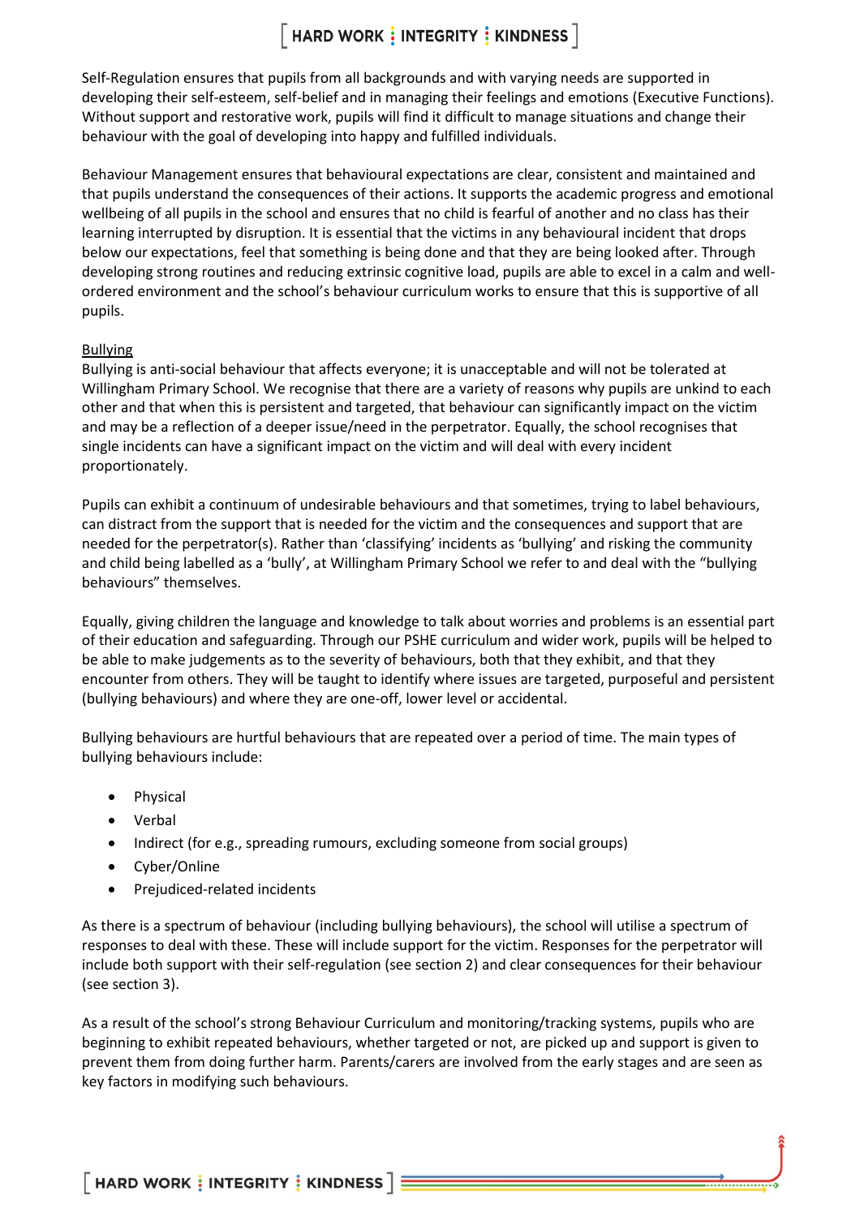Self-Regulation ensures that pupils from all backgrounds and with varying needs are supported in developing their self-esteem, self-belief and in managing their feelings and emotions (Executive Functions). Without support and restorative work, pupils will find it difficult to manage situations and change their behaviour with the goal of developing into happy and fulfilled individuals.

Behaviour Management ensures that behavioural expectations are clear, consistent and maintained and that pupils understand the consequences of their actions. It supports the academic progress and emotional wellbeing of all pupils in the school and ensures that no child is fearful of another and no class has their learning interrupted by disruption. It is essential that the victims in any behavioural incident that drops below our expectations, feel that something is being done and that they are being looked after. Through developing strong routines and reducing extrinsic cognitive load, pupils are able to excel in a calm and well-ordered environment and the school's behaviour curriculum works to ensure that this is supportive of all pupils.

<u>Bullying</u>

Bullying is anti-social behaviour that affects everyone; it is unacceptable and will not be tolerated at Willingham Primary School. We recognise that there are a variety of reasons why pupils are unkind to each other and that when this is persistent and targeted, that behaviour can significantly impact on the victim and may be a reflection of a deeper issue/need in the perpetrator. Equally, the school recognises that single incidents can have a significant impact on the victim and will deal with every incident proportionately.

Pupils can exhibit a continuum of undesirable behaviours and that sometimes, trying to label behaviours, can distract from the support that is needed for the victim and the consequences and support that are needed for the perpetrator(s). Rather than 'classifying' incidents as 'bullying' and risking the community and child being labelled as a 'bully', at Willingham Primary School we refer to and deal with the "bullying behaviours" themselves.

Equally, giving children the language and knowledge to talk about worries and problems is an essential part of their education and safeguarding. Through our PSHE curriculum and wider work, pupils will be helped to be able to make judgements as to the severity of behaviours, both that they exhibit, and that they encounter from others. They will be taught to identify where issues are targeted, purposeful and persistent (bullying behaviours) and where they are one-off, lower level or accidental.

Bullying behaviours are hurtful behaviours that are repeated over a period of time. The main types of bullying behaviours include:

- Physical
- Verbal
- Indirect (for e.g., spreading rumours, excluding someone from social groups)
- Cyber/Online
- Prejudiced-related incidents

As there is a spectrum of behaviour (including bullying behaviours), the school will utilise a spectrum of responses to deal with these. These will include support for the victim. Responses for the perpetrator will include both support with their self-regulation (see section 2) and clear consequences for their behaviour (see section 3).

As a result of the school's strong Behaviour Curriculum and monitoring/tracking systems, pupils who are beginning to exhibit repeated behaviours, whether targeted or not, are picked up and support is given to prevent them from doing further harm. Parents/carers are involved from the early stages and are seen as key factors in modifying such behaviours.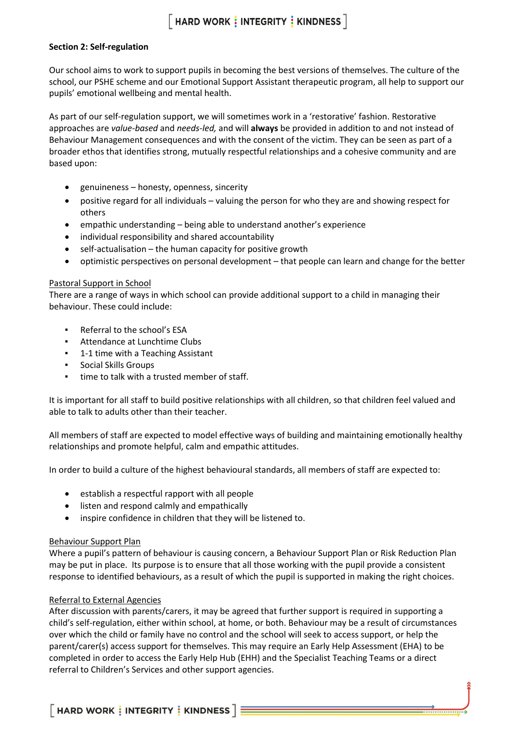**Section 2: Self-regulation**

Our school aims to work to support pupils in becoming the best versions of themselves. The culture of the school, our PSHE scheme and our Emotional Support Assistant therapeutic program, all help to support our pupils' emotional wellbeing and mental health.

As part of our self-regulation support, we will sometimes work in a 'restorative' fashion. Restorative approaches are *value-based* and *needs-led,* and will **always** be provided in addition to and not instead of Behaviour Management consequences and with the consent of the victim. They can be seen as part of a broader ethos that identifies strong, mutually respectful relationships and a cohesive community and are based upon:

- genuineness – honesty, openness, sincerity
- positive regard for all individuals – valuing the person for who they are and showing respect for others
- empathic understanding – being able to understand another's experience
- individual responsibility and shared accountability
- self-actualisation – the human capacity for positive growth
- optimistic perspectives on personal development – that people can learn and change for the better

Pastoral Support in School

There are a range of ways in which school can provide additional support to a child in managing their behaviour. These could include:

- Referral to the school's ESA
- Attendance at Lunchtime Clubs
- 1-1 time with a Teaching Assistant
- Social Skills Groups
- time to talk with a trusted member of staff.

It is important for all staff to build positive relationships with all children, so that children feel valued and able to talk to adults other than their teacher.

All members of staff are expected to model effective ways of building and maintaining emotionally healthy relationships and promote helpful, calm and empathic attitudes.

In order to build a culture of the highest behavioural standards, all members of staff are expected to:

- establish a respectful rapport with all people
- listen and respond calmly and empathically
- inspire confidence in children that they will be listened to.

Behaviour Support Plan

Where a pupil's pattern of behaviour is causing concern, a Behaviour Support Plan or Risk Reduction Plan may be put in place. Its purpose is to ensure that all those working with the pupil provide a consistent response to identified behaviours, as a result of which the pupil is supported in making the right choices.

Referral to External Agencies

After discussion with parents/carers, it may be agreed that further support is required in supporting a child's self-regulation, either within school, at home, or both. Behaviour may be a result of circumstances over which the child or family have no control and the school will seek to access support, or help the parent/carer(s) access support for themselves. This may require an Early Help Assessment (EHA) to be completed in order to access the Early Help Hub (EHH) and the Specialist Teaching Teams or a direct referral to Children's Services and other support agencies.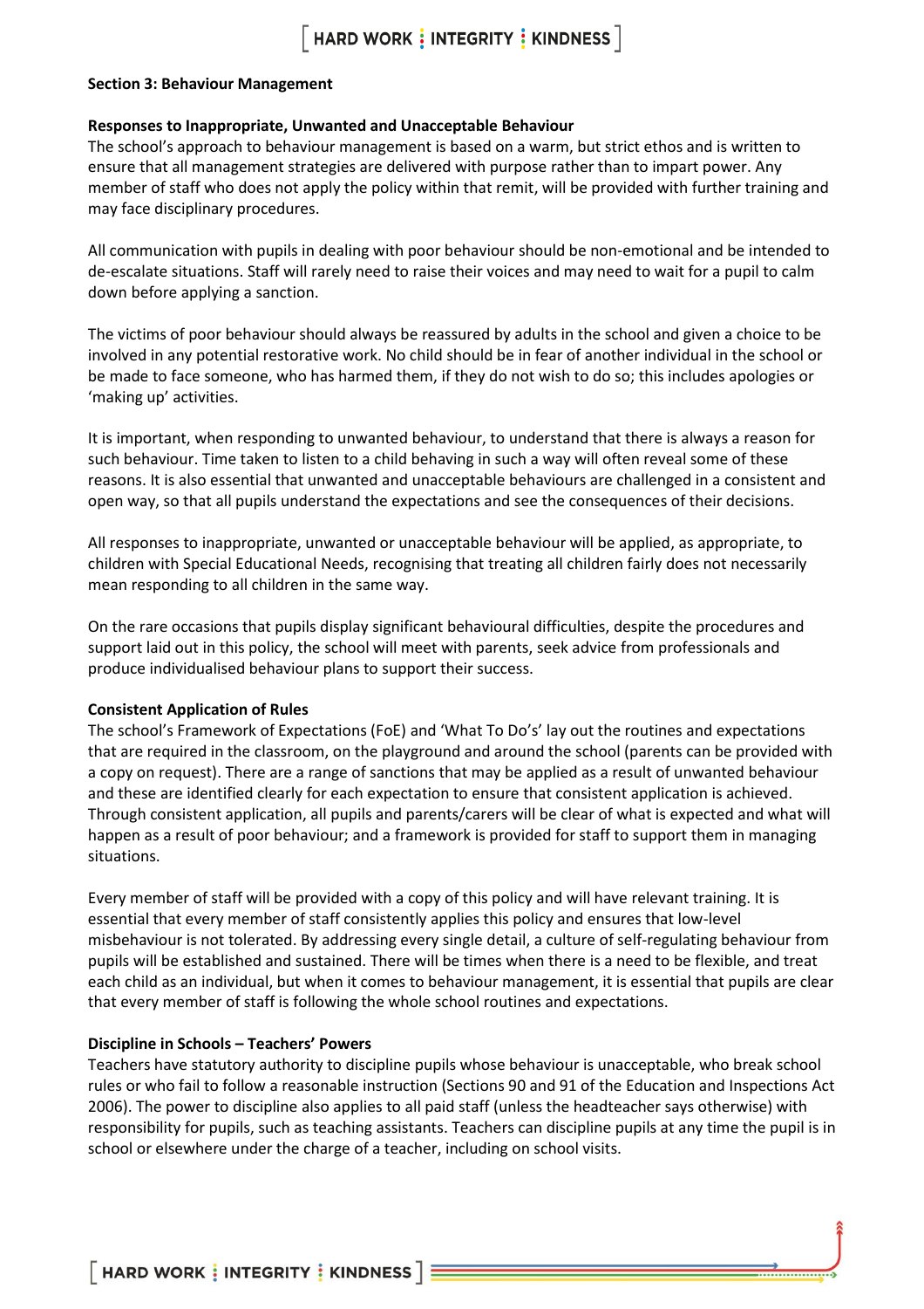## Section 3: Behaviour Management

### Responses to Inappropriate, Unwanted and Unacceptable Behaviour

The school's approach to behaviour management is based on a warm, but strict ethos and is written to ensure that all management strategies are delivered with purpose rather than to impart power. Any member of staff who does not apply the policy within that remit, will be provided with further training and may face disciplinary procedures.

All communication with pupils in dealing with poor behaviour should be non-emotional and be intended to de-escalate situations. Staff will rarely need to raise their voices and may need to wait for a pupil to calm down before applying a sanction.

The victims of poor behaviour should always be reassured by adults in the school and given a choice to be involved in any potential restorative work. No child should be in fear of another individual in the school or be made to face someone, who has harmed them, if they do not wish to do so; this includes apologies or 'making up' activities.

It is important, when responding to unwanted behaviour, to understand that there is always a reason for such behaviour. Time taken to listen to a child behaving in such a way will often reveal some of these reasons. It is also essential that unwanted and unacceptable behaviours are challenged in a consistent and open way, so that all pupils understand the expectations and see the consequences of their decisions.

All responses to inappropriate, unwanted or unacceptable behaviour will be applied, as appropriate, to children with Special Educational Needs, recognising that treating all children fairly does not necessarily mean responding to all children in the same way.

On the rare occasions that pupils display significant behavioural difficulties, despite the procedures and support laid out in this policy, the school will meet with parents, seek advice from professionals and produce individualised behaviour plans to support their success.

### Consistent Application of Rules

The school's Framework of Expectations (FoE) and 'What To Do's' lay out the routines and expectations that are required in the classroom, on the playground and around the school (parents can be provided with a copy on request). There are a range of sanctions that may be applied as a result of unwanted behaviour and these are identified clearly for each expectation to ensure that consistent application is achieved. Through consistent application, all pupils and parents/carers will be clear of what is expected and what will happen as a result of poor behaviour; and a framework is provided for staff to support them in managing situations.

Every member of staff will be provided with a copy of this policy and will have relevant training. It is essential that every member of staff consistently applies this policy and ensures that low-level misbehaviour is not tolerated. By addressing every single detail, a culture of self-regulating behaviour from pupils will be established and sustained. There will be times when there is a need to be flexible, and treat each child as an individual, but when it comes to behaviour management, it is essential that pupils are clear that every member of staff is following the whole school routines and expectations.

### Discipline in Schools – Teachers' Powers

Teachers have statutory authority to discipline pupils whose behaviour is unacceptable, who break school rules or who fail to follow a reasonable instruction (Sections 90 and 91 of the Education and Inspections Act 2006). The power to discipline also applies to all paid staff (unless the headteacher says otherwise) with responsibility for pupils, such as teaching assistants. Teachers can discipline pupils at any time the pupil is in school or elsewhere under the charge of a teacher, including on school visits.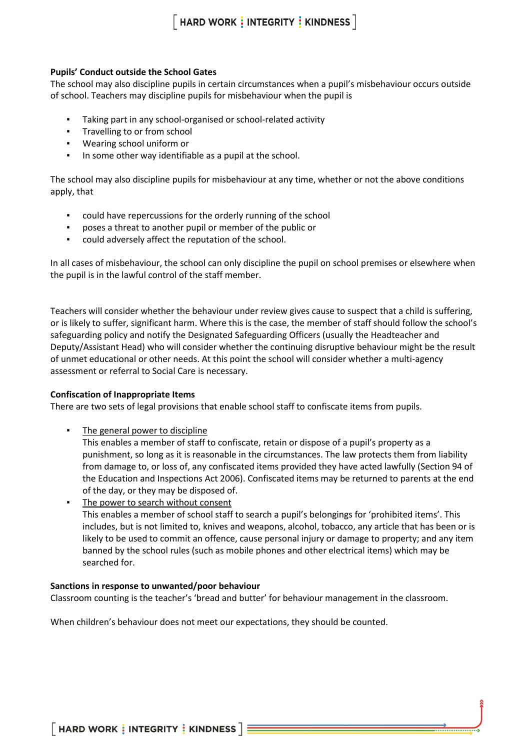**Pupils' Conduct outside the School Gates**

The school may also discipline pupils in certain circumstances when a pupil's misbehaviour occurs outside of school. Teachers may discipline pupils for misbehaviour when the pupil is

- Taking part in any school-organised or school-related activity
- Travelling to or from school
- Wearing school uniform or
- In some other way identifiable as a pupil at the school.

The school may also discipline pupils for misbehaviour at any time, whether or not the above conditions apply, that

- could have repercussions for the orderly running of the school
- poses a threat to another pupil or member of the public or
- could adversely affect the reputation of the school.

In all cases of misbehaviour, the school can only discipline the pupil on school premises or elsewhere when the pupil is in the lawful control of the staff member.

Teachers will consider whether the behaviour under review gives cause to suspect that a child is suffering, or is likely to suffer, significant harm. Where this is the case, the member of staff should follow the school's safeguarding policy and notify the Designated Safeguarding Officers (usually the Headteacher and Deputy/Assistant Head) who will consider whether the continuing disruptive behaviour might be the result of unmet educational or other needs. At this point the school will consider whether a multi-agency assessment or referral to Social Care is necessary.

**Confiscation of Inappropriate Items**

There are two sets of legal provisions that enable school staff to confiscate items from pupils.

- The general power to discipline
  This enables a member of staff to confiscate, retain or dispose of a pupil's property as a punishment, so long as it is reasonable in the circumstances. The law protects them from liability from damage to, or loss of, any confiscated items provided they have acted lawfully (Section 94 of the Education and Inspections Act 2006). Confiscated items may be returned to parents at the end of the day, or they may be disposed of.
- The power to search without consent
  This enables a member of school staff to search a pupil's belongings for 'prohibited items'. This includes, but is not limited to, knives and weapons, alcohol, tobacco, any article that has been or is likely to be used to commit an offence, cause personal injury or damage to property; and any item banned by the school rules (such as mobile phones and other electrical items) which may be searched for.

**Sanctions in response to unwanted/poor behaviour**

Classroom counting is the teacher's 'bread and butter' for behaviour management in the classroom.

When children's behaviour does not meet our expectations, they should be counted.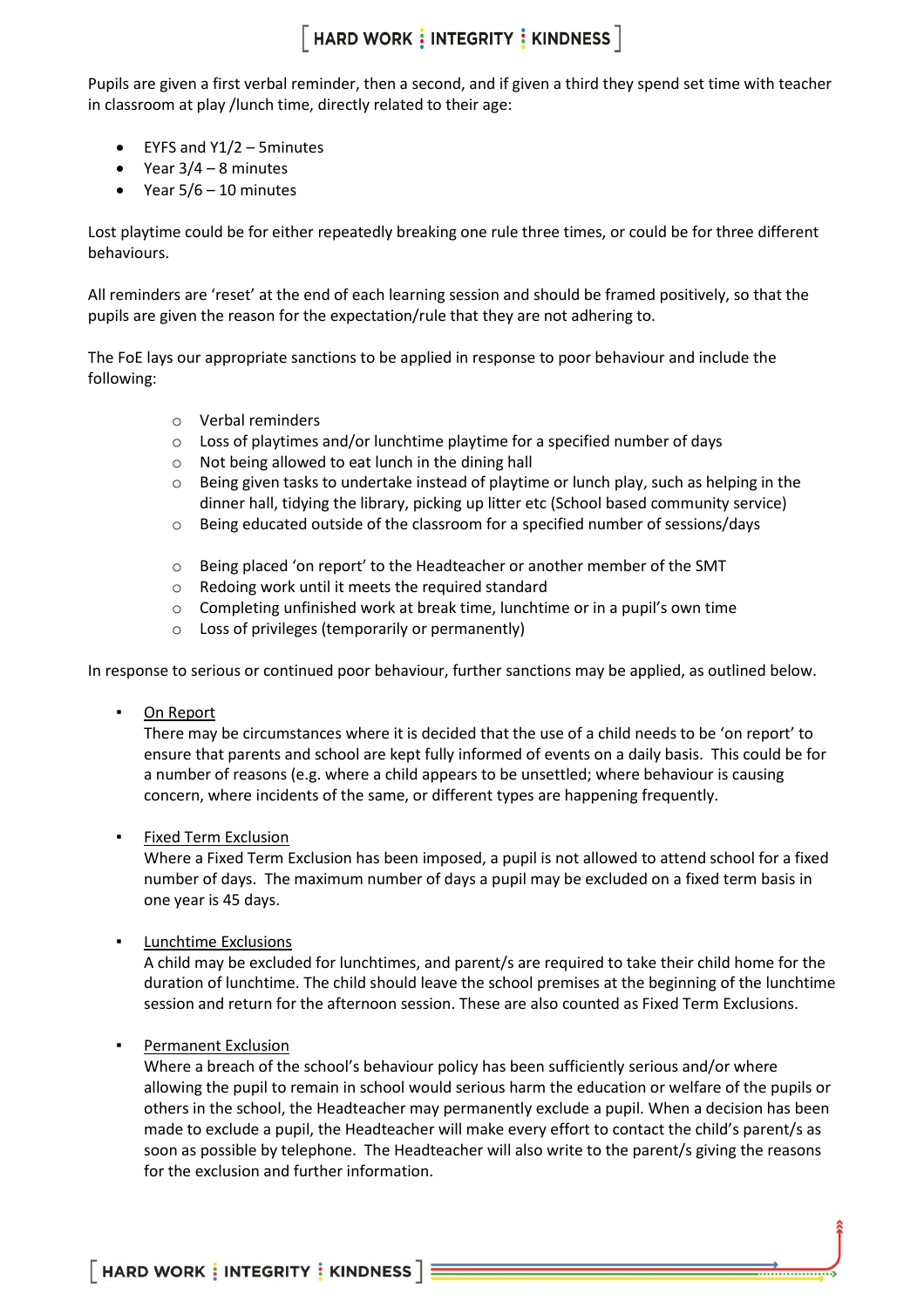Pupils are given a first verbal reminder, then a second, and if given a third they spend set time with teacher in classroom at play /lunch time, directly related to their age:

- EYFS and Y1/2 – 5minutes
- Year 3/4 – 8 minutes
- Year 5/6 – 10 minutes

Lost playtime could be for either repeatedly breaking one rule three times, or could be for three different behaviours.

All reminders are 'reset' at the end of each learning session and should be framed positively, so that the pupils are given the reason for the expectation/rule that they are not adhering to.

The FoE lays our appropriate sanctions to be applied in response to poor behaviour and include the following:

- Verbal reminders
- Loss of playtimes and/or lunchtime playtime for a specified number of days
- Not being allowed to eat lunch in the dining hall
- Being given tasks to undertake instead of playtime or lunch play, such as helping in the dinner hall, tidying the library, picking up litter etc (School based community service)
- Being educated outside of the classroom for a specified number of sessions/days
- Being placed 'on report' to the Headteacher or another member of the SMT
- Redoing work until it meets the required standard
- Completing unfinished work at break time, lunchtime or in a pupil's own time
- Loss of privileges (temporarily or permanently)

In response to serious or continued poor behaviour, further sanctions may be applied, as outlined below.

- On Report
  There may be circumstances where it is decided that the use of a child needs to be 'on report' to ensure that parents and school are kept fully informed of events on a daily basis. This could be for a number of reasons (e.g. where a child appears to be unsettled; where behaviour is causing concern, where incidents of the same, or different types are happening frequently.

- Fixed Term Exclusion
  Where a Fixed Term Exclusion has been imposed, a pupil is not allowed to attend school for a fixed number of days. The maximum number of days a pupil may be excluded on a fixed term basis in one year is 45 days.

- Lunchtime Exclusions
  A child may be excluded for lunchtimes, and parent/s are required to take their child home for the duration of lunchtime. The child should leave the school premises at the beginning of the lunchtime session and return for the afternoon session. These are also counted as Fixed Term Exclusions.

- Permanent Exclusion
  Where a breach of the school's behaviour policy has been sufficiently serious and/or where allowing the pupil to remain in school would serious harm the education or welfare of the pupils or others in the school, the Headteacher may permanently exclude a pupil. When a decision has been made to exclude a pupil, the Headteacher will make every effort to contact the child's parent/s as soon as possible by telephone. The Headteacher will also write to the parent/s giving the reasons for the exclusion and further information.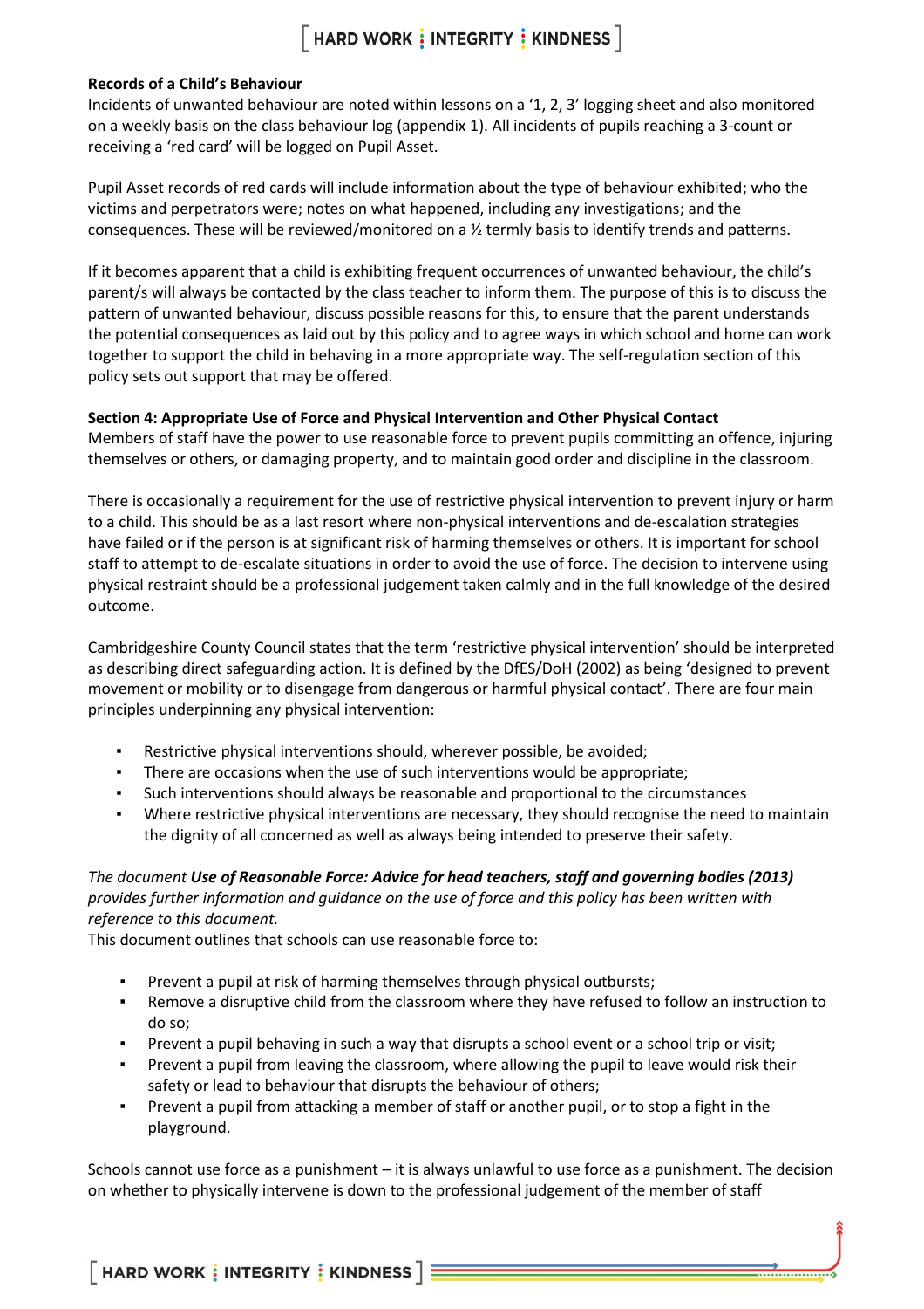**Records of a Child's Behaviour**

Incidents of unwanted behaviour are noted within lessons on a '1, 2, 3' logging sheet and also monitored on a weekly basis on the class behaviour log (appendix 1). All incidents of pupils reaching a 3-count or receiving a 'red card' will be logged on Pupil Asset.

Pupil Asset records of red cards will include information about the type of behaviour exhibited; who the victims and perpetrators were; notes on what happened, including any investigations; and the consequences. These will be reviewed/monitored on a ½ termly basis to identify trends and patterns.

If it becomes apparent that a child is exhibiting frequent occurrences of unwanted behaviour, the child's parent/s will always be contacted by the class teacher to inform them. The purpose of this is to discuss the pattern of unwanted behaviour, discuss possible reasons for this, to ensure that the parent understands the potential consequences as laid out by this policy and to agree ways in which school and home can work together to support the child in behaving in a more appropriate way. The self-regulation section of this policy sets out support that may be offered.

**Section 4: Appropriate Use of Force and Physical Intervention and Other Physical Contact**

Members of staff have the power to use reasonable force to prevent pupils committing an offence, injuring themselves or others, or damaging property, and to maintain good order and discipline in the classroom.

There is occasionally a requirement for the use of restrictive physical intervention to prevent injury or harm to a child. This should be as a last resort where non-physical interventions and de-escalation strategies have failed or if the person is at significant risk of harming themselves or others. It is important for school staff to attempt to de-escalate situations in order to avoid the use of force. The decision to intervene using physical restraint should be a professional judgement taken calmly and in the full knowledge of the desired outcome.

Cambridgeshire County Council states that the term 'restrictive physical intervention' should be interpreted as describing direct safeguarding action. It is defined by the DfES/DoH (2002) as being 'designed to prevent movement or mobility or to disengage from dangerous or harmful physical contact'. There are four main principles underpinning any physical intervention:

- Restrictive physical interventions should, wherever possible, be avoided;
- There are occasions when the use of such interventions would be appropriate;
- Such interventions should always be reasonable and proportional to the circumstances
- Where restrictive physical interventions are necessary, they should recognise the need to maintain the dignity of all concerned as well as always being intended to preserve their safety.

*The document* ***Use of Reasonable Force: Advice for head teachers, staff and governing bodies (2013)*** *provides further information and guidance on the use of force and this policy has been written with reference to this document.*

This document outlines that schools can use reasonable force to:

- Prevent a pupil at risk of harming themselves through physical outbursts;
- Remove a disruptive child from the classroom where they have refused to follow an instruction to do so;
- Prevent a pupil behaving in such a way that disrupts a school event or a school trip or visit;
- Prevent a pupil from leaving the classroom, where allowing the pupil to leave would risk their safety or lead to behaviour that disrupts the behaviour of others;
- Prevent a pupil from attacking a member of staff or another pupil, or to stop a fight in the playground.

Schools cannot use force as a punishment – it is always unlawful to use force as a punishment. The decision on whether to physically intervene is down to the professional judgement of the member of staff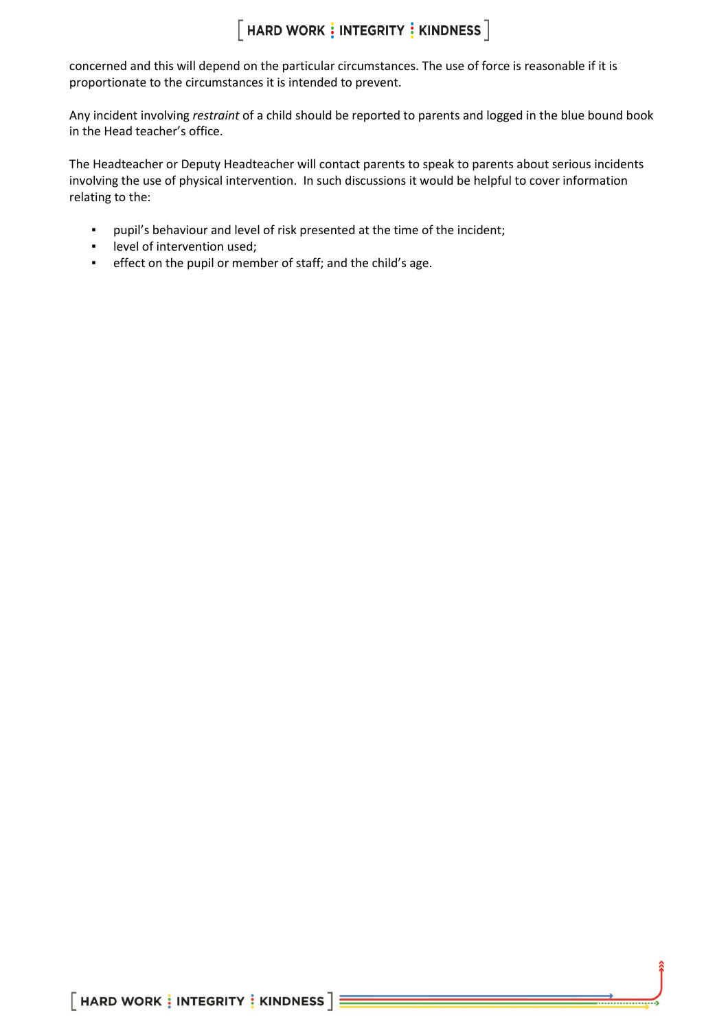concerned and this will depend on the particular circumstances. The use of force is reasonable if it is proportionate to the circumstances it is intended to prevent.

Any incident involving *restraint* of a child should be reported to parents and logged in the blue bound book in the Head teacher's office.

The Headteacher or Deputy Headteacher will contact parents to speak to parents about serious incidents involving the use of physical intervention. In such discussions it would be helpful to cover information relating to the:

- pupil's behaviour and level of risk presented at the time of the incident;
- level of intervention used;
- effect on the pupil or member of staff; and the child's age.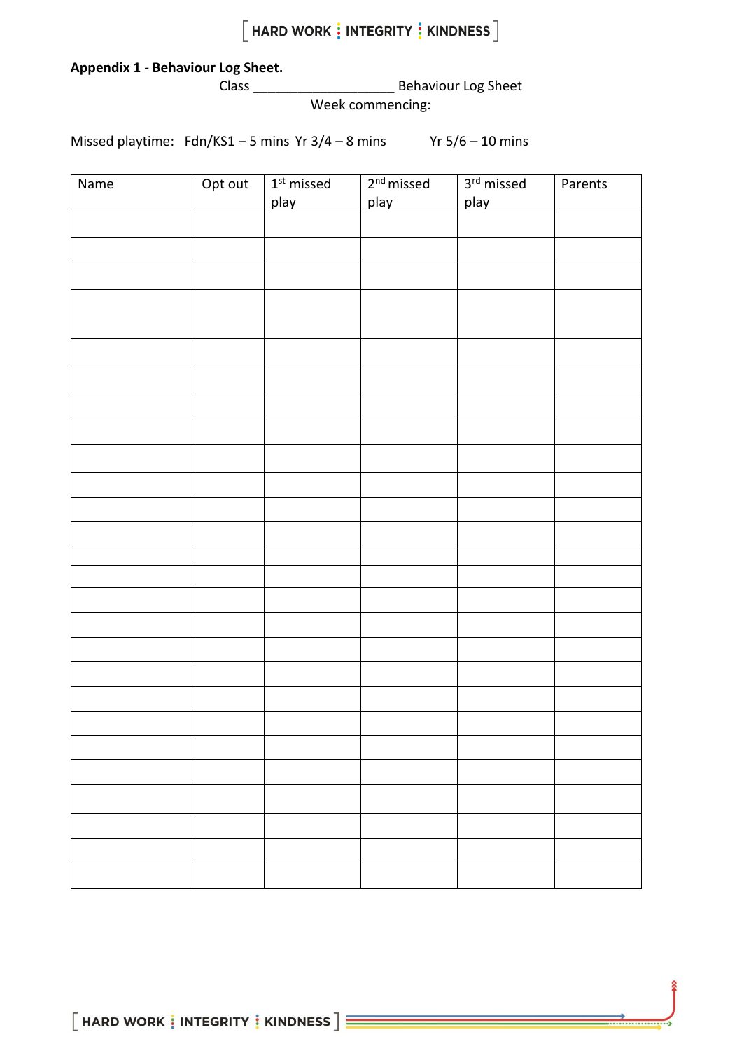**Appendix 1 - Behaviour Log Sheet.**

Class ___________________ Behaviour Log Sheet

Week commencing:

Missed playtime: Fdn/KS1 – 5 mins Yr 3/4 – 8 mins Yr 5/6 – 10 mins

| Name | Opt out | 1st missed play | 2nd missed play | 3rd missed play | Parents |
|---|---|---|---|---|---|
| | | | | | |
| | | | | | |
| | | | | | |
| | | | | | |
| | | | | | |
| | | | | | |
| | | | | | |
| | | | | | |
| | | | | | |
| | | | | | |
| | | | | | |
| | | | | | |
| | | | | | |
| | | | | | |
| | | | | | |
| | | | | | |
| | | | | | |
| | | | | | |
| | | | | | |
| | | | | | |
| | | | | | |
| | | | | | |
| | | | | | |
| | | | | | |
| | | | | | |
| | | | | | |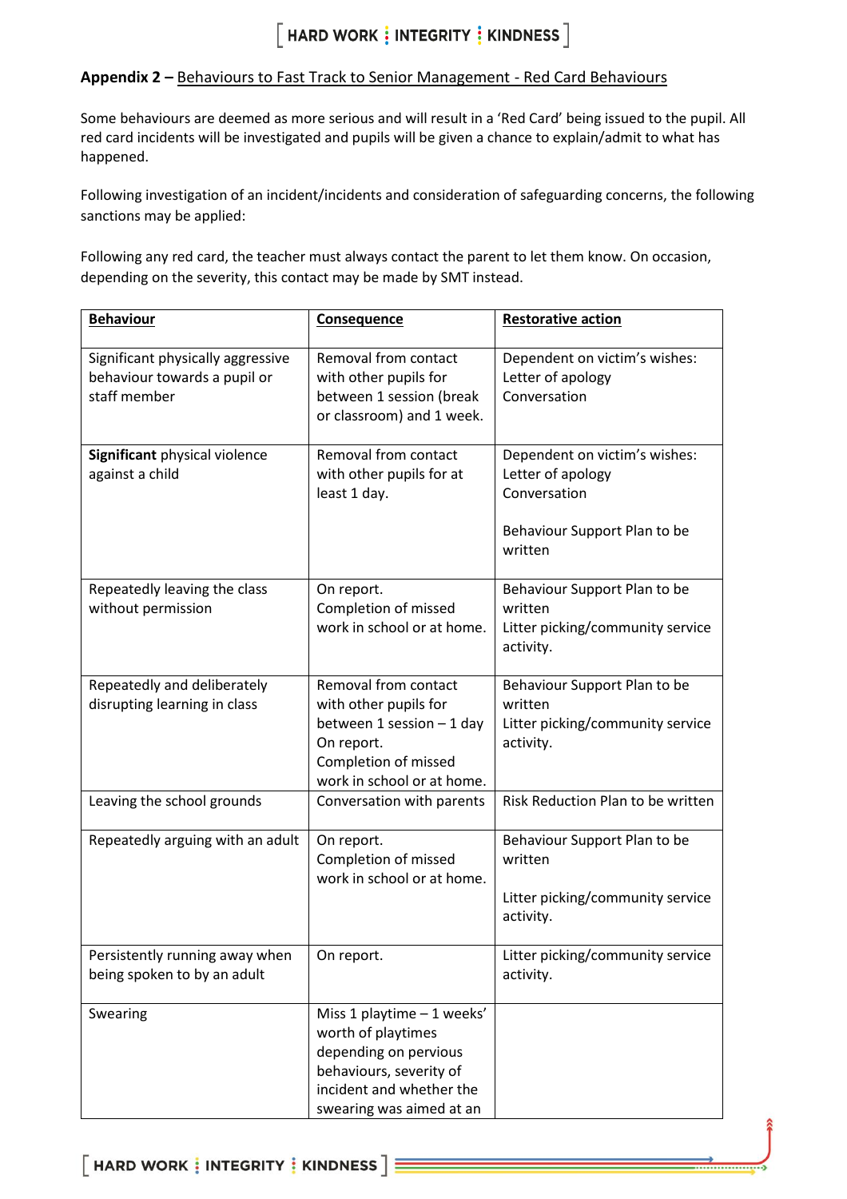**Appendix 2 –** Behaviours to Fast Track to Senior Management - Red Card Behaviours

Some behaviours are deemed as more serious and will result in a 'Red Card' being issued to the pupil. All red card incidents will be investigated and pupils will be given a chance to explain/admit to what has happened.

Following investigation of an incident/incidents and consideration of safeguarding concerns, the following sanctions may be applied:

Following any red card, the teacher must always contact the parent to let them know. On occasion, depending on the severity, this contact may be made by SMT instead.

| **Behaviour** | **Consequence** | **Restorative action** |
|---|---|---|
| Significant physically aggressive behaviour towards a pupil or staff member | Removal from contact with other pupils for between 1 session (break or classroom) and 1 week. | Dependent on victim's wishes: Letter of apology Conversation |
| **Significant** physical violence against a child | Removal from contact with other pupils for at least 1 day. | Dependent on victim's wishes: Letter of apology Conversation<br><br>Behaviour Support Plan to be written |
| Repeatedly leaving the class without permission | On report. Completion of missed work in school or at home. | Behaviour Support Plan to be written Litter picking/community service activity. |
| Repeatedly and deliberately disrupting learning in class | Removal from contact with other pupils for between 1 session – 1 day On report. Completion of missed work in school or at home. | Behaviour Support Plan to be written Litter picking/community service activity. |
| Leaving the school grounds | Conversation with parents | Risk Reduction Plan to be written |
| Repeatedly arguing with an adult | On report. Completion of missed work in school or at home. | Behaviour Support Plan to be written<br><br>Litter picking/community service activity. |
| Persistently running away when being spoken to by an adult | On report. | Litter picking/community service activity. |
| Swearing | Miss 1 playtime – 1 weeks' worth of playtimes depending on pervious behaviours, severity of incident and whether the swearing was aimed at an | |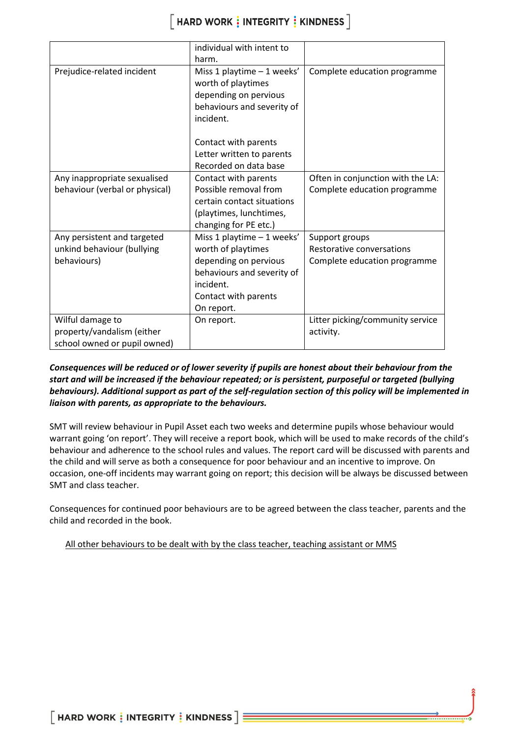| | | |
|---|---|---|
| | individual with intent to harm. | |
| Prejudice-related incident | Miss 1 playtime – 1 weeks' worth of playtimes depending on pervious behaviours and severity of incident.<br><br>Contact with parents<br>Letter written to parents<br>Recorded on data base | Complete education programme |
| Any inappropriate sexualised behaviour (verbal or physical) | Contact with parents<br>Possible removal from certain contact situations (playtimes, lunchtimes, changing for PE etc.) | Often in conjunction with the LA:<br>Complete education programme |
| Any persistent and targeted unkind behaviour (bullying behaviours) | Miss 1 playtime – 1 weeks' worth of playtimes depending on pervious behaviours and severity of incident.<br>Contact with parents<br>On report. | Support groups<br>Restorative conversations<br>Complete education programme |
| Wilful damage to property/vandalism (either school owned or pupil owned) | On report. | Litter picking/community service activity. |

***Consequences will be reduced or of lower severity if pupils are honest about their behaviour from the start and will be increased if the behaviour repeated; or is persistent, purposeful or targeted (bullying behaviours). Additional support as part of the self-regulation section of this policy will be implemented in liaison with parents, as appropriate to the behaviours.***

SMT will review behaviour in Pupil Asset each two weeks and determine pupils whose behaviour would warrant going 'on report'. They will receive a report book, which will be used to make records of the child's behaviour and adherence to the school rules and values. The report card will be discussed with parents and the child and will serve as both a consequence for poor behaviour and an incentive to improve. On occasion, one-off incidents may warrant going on report; this decision will be always be discussed between SMT and class teacher.

Consequences for continued poor behaviours are to be agreed between the class teacher, parents and the child and recorded in the book.

<u>All other behaviours to be dealt with by the class teacher, teaching assistant or MMS</u>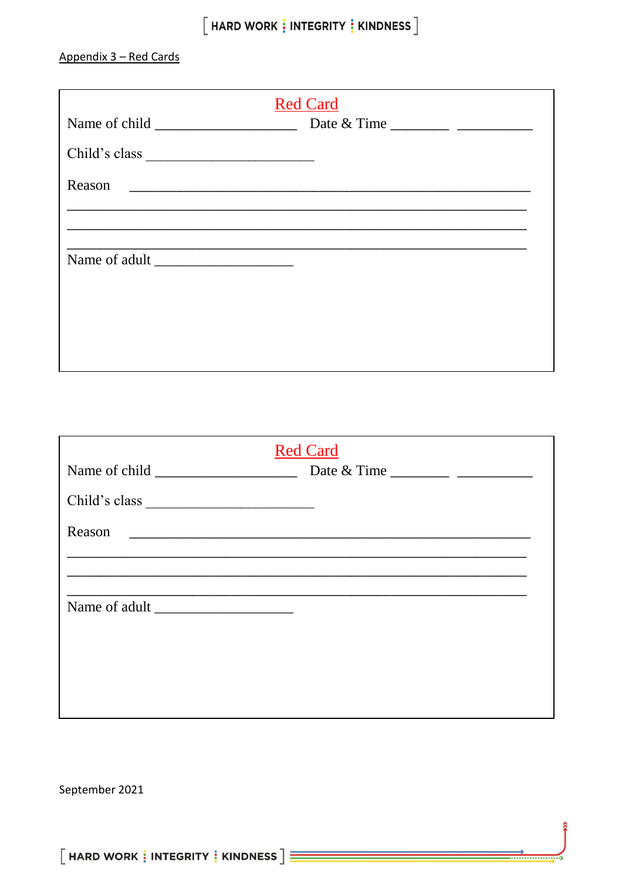Appendix 3 – Red Cards

Red Card

Name of child ___________________ Date & Time ________ __________

Child's class ______________________

Reason ______________________________________________________

______________________________________________________________

______________________________________________________________

______________________________________________________________

Name of adult __________________

Red Card

Name of child ___________________ Date & Time ________ __________

Child's class ______________________

Reason ______________________________________________________

______________________________________________________________

______________________________________________________________

______________________________________________________________

Name of adult __________________

September 2021